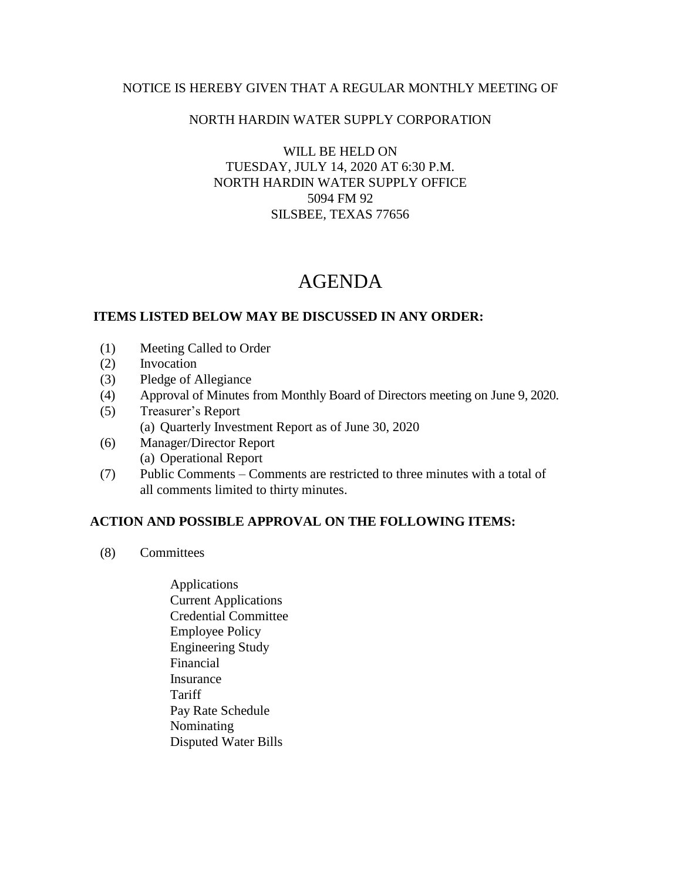NOTICE IS HEREBY GIVEN THAT A REGULAR MONTHLY MEETING OF

NORTH HARDIN WATER SUPPLY CORPORATION

WILL BE HELD ON
TUESDAY, JULY 14, 2020 AT 6:30 P.M.
NORTH HARDIN WATER SUPPLY OFFICE
5094 FM 92
SILSBEE, TEXAS 77656

# AGENDA

**ITEMS LISTED BELOW MAY BE DISCUSSED IN ANY ORDER:**

(1) Meeting Called to Order
(2) Invocation
(3) Pledge of Allegiance
(4) Approval of Minutes from Monthly Board of Directors meeting on June 9, 2020.
(5) Treasurer's Report
  (a) Quarterly Investment Report as of June 30, 2020
(6) Manager/Director Report
  (a) Operational Report
(7) Public Comments – Comments are restricted to three minutes with a total of all comments limited to thirty minutes.

**ACTION AND POSSIBLE APPROVAL ON THE FOLLOWING ITEMS:**

(8) Committees

- Applications
- Current Applications
- Credential Committee
- Employee Policy
- Engineering Study
- Financial
- Insurance
- Tariff
- Pay Rate Schedule
- Nominating
- Disputed Water Bills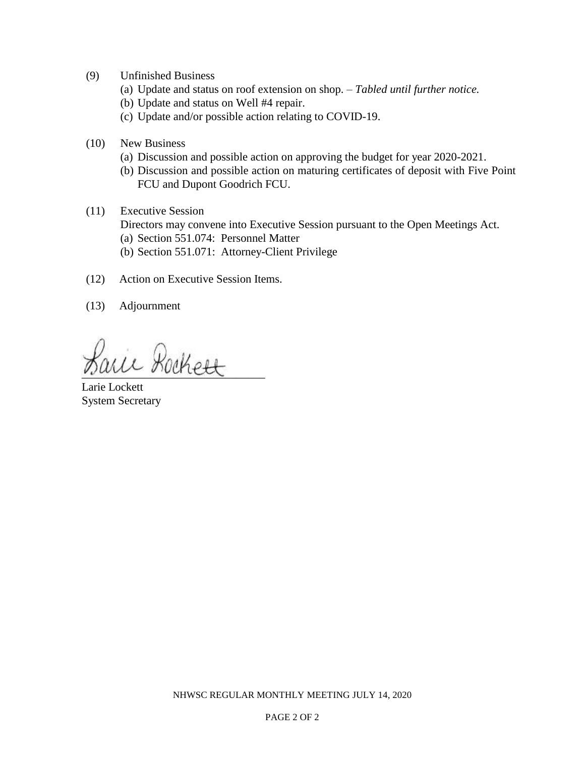(9) Unfinished Business
   (a) Update and status on roof extension on shop. – *Tabled until further notice.*
   (b) Update and status on Well #4 repair.
   (c) Update and/or possible action relating to COVID-19.

(10) New Business
   (a) Discussion and possible action on approving the budget for year 2020-2021.
   (b) Discussion and possible action on maturing certificates of deposit with Five Point FCU and Dupont Goodrich FCU.

(11) Executive Session
   Directors may convene into Executive Session pursuant to the Open Meetings Act.
   (a) Section 551.074: Personnel Matter
   (b) Section 551.071: Attorney-Client Privilege

(12) Action on Executive Session Items.

(13) Adjournment

Larie Lockett
System Secretary